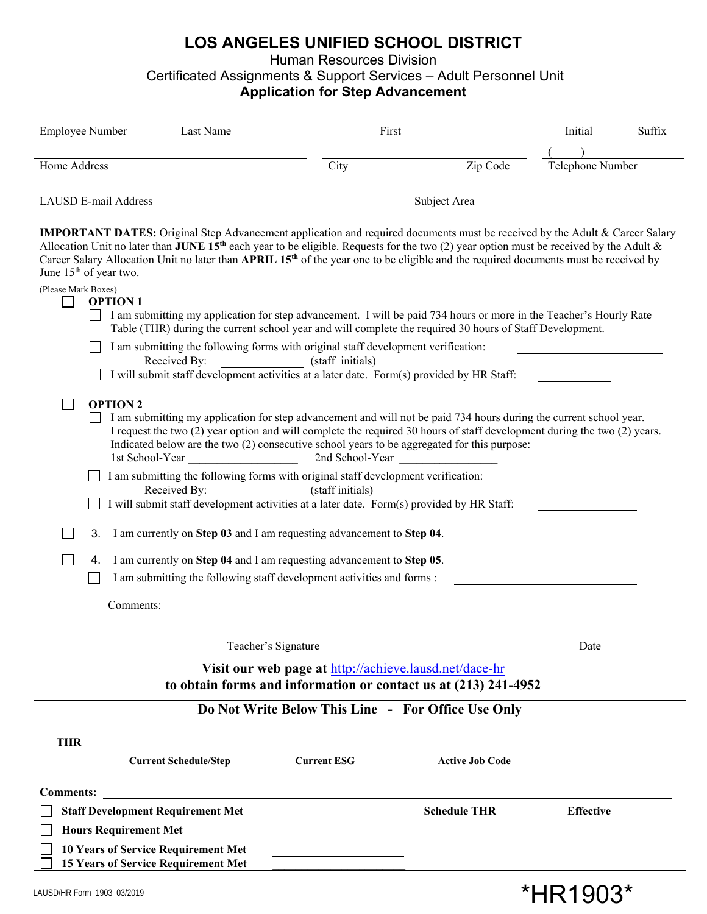# LOS ANGELES UNIFIED SCHOOL DISTRICT

Human Resources Division

Certificated Assignments & Support Services – Adult Personnel Unit

**Application for Step Advancement**

Employee Number ______ Last Name ______ First ______ Initial ______ Suffix ______

Home Address ______ City ______ Zip Code ______ Telephone Number ( )______

LAUSD E-mail Address ______ Subject Area ______

**IMPORTANT DATES:** Original Step Advancement application and required documents must be received by the Adult & Career Salary Allocation Unit no later than **JUNE 15th** each year to be eligible. Requests for the two (2) year option must be received by the Adult & Career Salary Allocation Unit no later than **APRIL 15th** of the year one to be eligible and the required documents must be received by June 15th of year two.

(Please Mark Boxes)

☐ **OPTION 1**

- ☐ I am submitting my application for step advancement. I will be paid 734 hours or more in the Teacher's Hourly Rate Table (THR) during the current school year and will complete the required 30 hours of Staff Development.
- ☐ I am submitting the following forms with original staff development verification: ______
  Received By: ______ (staff initials)
- ☐ I will submit staff development activities at a later date. Form(s) provided by HR Staff: ______

☐ **OPTION 2**

- ☐ I am submitting my application for step advancement and will not be paid 734 hours during the current school year. I request the two (2) year option and will complete the required 30 hours of staff development during the two (2) years. Indicated below are the two (2) consecutive school years to be aggregated for this purpose:
  1st School-Year ______ 2nd School-Year ______
- ☐ I am submitting the following forms with original staff development verification: ______
  Received By: ______ (staff initials)
- ☐ I will submit staff development activities at a later date. Form(s) provided by HR Staff: ______

☐ 3. I am currently on **Step 03** and I am requesting advancement to **Step 04**.

☐ 4. I am currently on **Step 04** and I am requesting advancement to **Step 05**.

- ☐ I am submitting the following staff development activities and forms : ______

Comments: ______

______ Teacher's Signature ______ Date

**Visit our web page at http://achieve.lausd.net/dace-hr**
**to obtain forms and information or contact us at (213) 241-4952**

**Do Not Write Below This Line - For Office Use Only**

**THR** ______ **Current Schedule/Step** ______ **Current ESG** ______ **Active Job Code**

**Comments:** ______

☐ **Staff Development Requirement Met** ______ **Schedule THR** ______ **Effective** ______

☐ **Hours Requirement Met** ______

☐ **10 Years of Service Requirement Met** ______

☐ **15 Years of Service Requirement Met** ______

LAUSD/HR Form 1903 03/2019

*HR1903*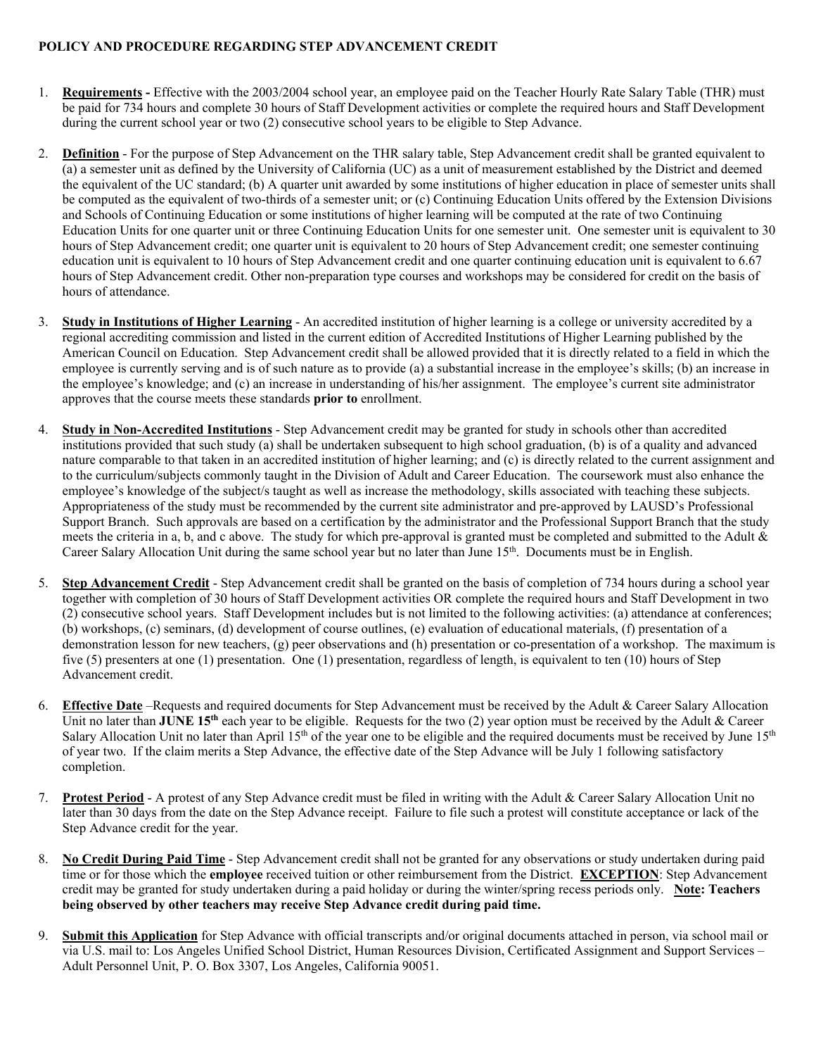**POLICY AND PROCEDURE REGARDING STEP ADVANCEMENT CREDIT**

1. **Requirements -** Effective with the 2003/2004 school year, an employee paid on the Teacher Hourly Rate Salary Table (THR) must be paid for 734 hours and complete 30 hours of Staff Development activities or complete the required hours and Staff Development during the current school year or two (2) consecutive school years to be eligible to Step Advance.

2. **Definition** - For the purpose of Step Advancement on the THR salary table, Step Advancement credit shall be granted equivalent to (a) a semester unit as defined by the University of California (UC) as a unit of measurement established by the District and deemed the equivalent of the UC standard; (b) A quarter unit awarded by some institutions of higher education in place of semester units shall be computed as the equivalent of two-thirds of a semester unit; or (c) Continuing Education Units offered by the Extension Divisions and Schools of Continuing Education or some institutions of higher learning will be computed at the rate of two Continuing Education Units for one quarter unit or three Continuing Education Units for one semester unit. One semester unit is equivalent to 30 hours of Step Advancement credit; one quarter unit is equivalent to 20 hours of Step Advancement credit; one semester continuing education unit is equivalent to 10 hours of Step Advancement credit and one quarter continuing education unit is equivalent to 6.67 hours of Step Advancement credit. Other non-preparation type courses and workshops may be considered for credit on the basis of hours of attendance.

3. **Study in Institutions of Higher Learning** - An accredited institution of higher learning is a college or university accredited by a regional accrediting commission and listed in the current edition of Accredited Institutions of Higher Learning published by the American Council on Education. Step Advancement credit shall be allowed provided that it is directly related to a field in which the employee is currently serving and is of such nature as to provide (a) a substantial increase in the employee's skills; (b) an increase in the employee's knowledge; and (c) an increase in understanding of his/her assignment. The employee's current site administrator approves that the course meets these standards **prior to** enrollment.

4. **Study in Non-Accredited Institutions** - Step Advancement credit may be granted for study in schools other than accredited institutions provided that such study (a) shall be undertaken subsequent to high school graduation, (b) is of a quality and advanced nature comparable to that taken in an accredited institution of higher learning; and (c) is directly related to the current assignment and to the curriculum/subjects commonly taught in the Division of Adult and Career Education. The coursework must also enhance the employee's knowledge of the subject/s taught as well as increase the methodology, skills associated with teaching these subjects. Appropriateness of the study must be recommended by the current site administrator and pre-approved by LAUSD's Professional Support Branch. Such approvals are based on a certification by the administrator and the Professional Support Branch that the study meets the criteria in a, b, and c above. The study for which pre-approval is granted must be completed and submitted to the Adult & Career Salary Allocation Unit during the same school year but no later than June 15th. Documents must be in English.

5. **Step Advancement Credit** - Step Advancement credit shall be granted on the basis of completion of 734 hours during a school year together with completion of 30 hours of Staff Development activities OR complete the required hours and Staff Development in two (2) consecutive school years. Staff Development includes but is not limited to the following activities: (a) attendance at conferences; (b) workshops, (c) seminars, (d) development of course outlines, (e) evaluation of educational materials, (f) presentation of a demonstration lesson for new teachers, (g) peer observations and (h) presentation or co-presentation of a workshop. The maximum is five (5) presenters at one (1) presentation. One (1) presentation, regardless of length, is equivalent to ten (10) hours of Step Advancement credit.

6. **Effective Date** –Requests and required documents for Step Advancement must be received by the Adult & Career Salary Allocation Unit no later than **JUNE 15th** each year to be eligible. Requests for the two (2) year option must be received by the Adult & Career Salary Allocation Unit no later than April 15th of the year one to be eligible and the required documents must be received by June 15th of year two. If the claim merits a Step Advance, the effective date of the Step Advance will be July 1 following satisfactory completion.

7. **Protest Period** - A protest of any Step Advance credit must be filed in writing with the Adult & Career Salary Allocation Unit no later than 30 days from the date on the Step Advance receipt. Failure to file such a protest will constitute acceptance or lack of the Step Advance credit for the year.

8. **No Credit During Paid Time** - Step Advancement credit shall not be granted for any observations or study undertaken during paid time or for those which the **employee** received tuition or other reimbursement from the District. **EXCEPTION**: Step Advancement credit may be granted for study undertaken during a paid holiday or during the winter/spring recess periods only. **Note: Teachers being observed by other teachers may receive Step Advance credit during paid time.**

9. **Submit this Application** for Step Advance with official transcripts and/or original documents attached in person, via school mail or via U.S. mail to: Los Angeles Unified School District, Human Resources Division, Certificated Assignment and Support Services – Adult Personnel Unit, P. O. Box 3307, Los Angeles, California 90051.